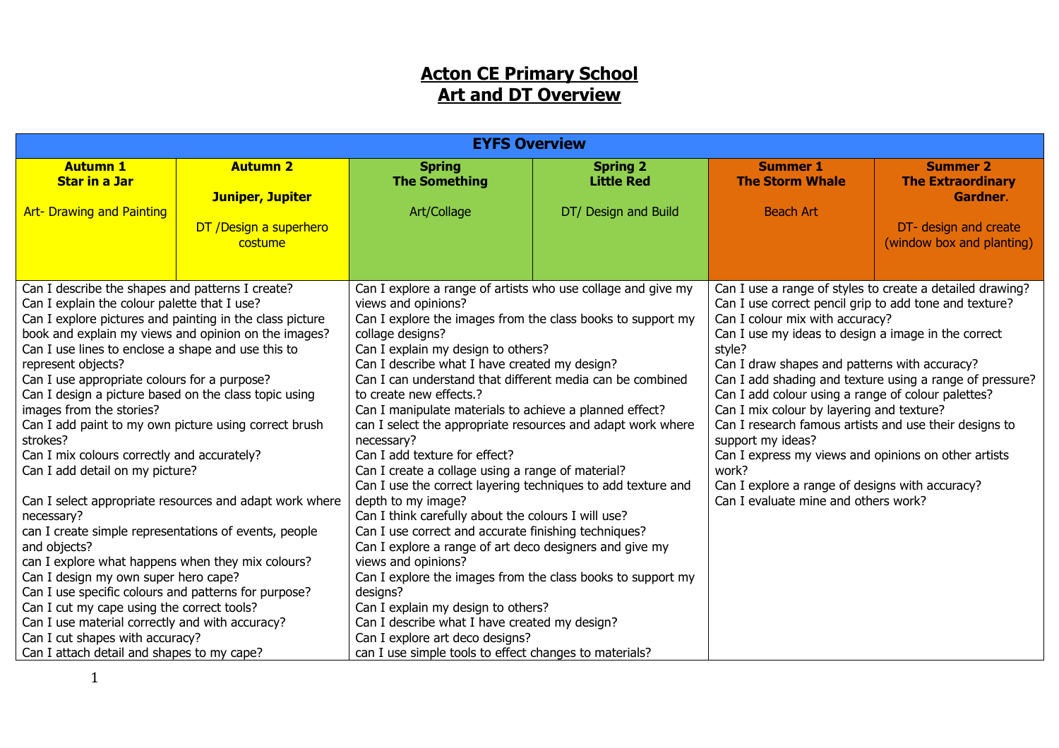# Acton CE Primary School
# Art and DT Overview

| EYFS Overview | | | | | |
|---|---|---|---|---|---|
| **Autumn 1**<br>**Star in a Jar**<br><br>Art- Drawing and Painting | **Autumn 2**<br><br>**Juniper, Jupiter**<br><br>DT /Design a superhero costume | **Spring**<br>**The Something**<br><br>Art/Collage | **Spring 2**<br>**Little Red**<br><br>DT/ Design and Build | **Summer 1**<br>**The Storm Whale**<br><br>Beach Art | **Summer 2**<br>**The Extraordinary Gardner.**<br><br>DT- design and create (window box and planting) |
| Can I describe the shapes and patterns I create?<br>Can I explain the colour palette that I use?<br>Can I explore pictures and painting in the class picture book and explain my views and opinion on the images?<br>Can I use lines to enclose a shape and use this to represent objects?<br>Can I use appropriate colours for a purpose?<br>Can I design a picture based on the class topic using images from the stories?<br>Can I add paint to my own picture using correct brush strokes?<br>Can I mix colours correctly and accurately?<br>Can I add detail on my picture?<br><br>Can I select appropriate resources and adapt work where necessary?<br>can I create simple representations of events, people and objects?<br>can I explore what happens when they mix colours?<br>Can I design my own super hero cape?<br>Can I use specific colours and patterns for purpose?<br>Can I cut my cape using the correct tools?<br>Can I use material correctly and with accuracy?<br>Can I cut shapes with accuracy?<br>Can I attach detail and shapes to my cape? | | Can I explore a range of artists who use collage and give my views and opinions?<br>Can I explore the images from the class books to support my collage designs?<br>Can I explain my design to others?<br>Can I describe what I have created my design?<br>Can I can understand that different media can be combined to create new effects.?<br>Can I manipulate materials to achieve a planned effect?<br>can I select the appropriate resources and adapt work where necessary?<br>Can I add texture for effect?<br>Can I create a collage using a range of material?<br>Can I use the correct layering techniques to add texture and depth to my image?<br>Can I think carefully about the colours I will use?<br>Can I use correct and accurate finishing techniques?<br>Can I explore a range of art deco designers and give my views and opinions?<br>Can I explore the images from the class books to support my designs?<br>Can I explain my design to others?<br>Can I describe what I have created my design?<br>Can I explore art deco designs?<br>can I use simple tools to effect changes to materials? | | Can I use a range of styles to create a detailed drawing?<br>Can I use correct pencil grip to add tone and texture?<br>Can I colour mix with accuracy?<br>Can I use my ideas to design a image in the correct style?<br>Can I draw shapes and patterns with accuracy?<br>Can I add shading and texture using a range of pressure?<br>Can I add colour using a range of colour palettes?<br>Can I mix colour by layering and texture?<br>Can I research famous artists and use their designs to support my ideas?<br>Can I express my views and opinions on other artists work?<br>Can I explore a range of designs with accuracy?<br>Can I evaluate mine and others work? | |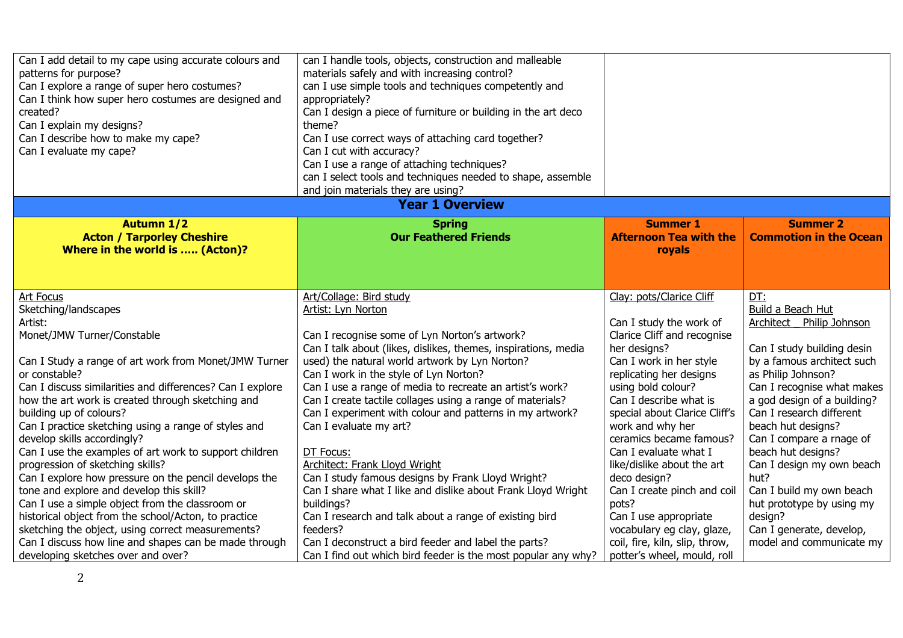| | | | |
|---|---|---|---|
| Can I add detail to my cape using accurate colours and patterns for purpose?<br>Can I explore a range of super hero costumes?<br>Can I think how super hero costumes are designed and created?<br>Can I explain my designs?<br>Can I describe how to make my cape?<br>Can I evaluate my cape? | can I handle tools, objects, construction and malleable materials safely and with increasing control?<br>can I use simple tools and techniques competently and appropriately?<br>Can I design a piece of furniture or building in the art deco theme?<br>Can I use correct ways of attaching card together?<br>Can I cut with accuracy?<br>Can I use a range of attaching techniques?<br>can I select tools and techniques needed to shape, assemble and join materials they are using? | | |

## Year 1 Overview

| **Autumn 1/2**<br>**Acton / Tarporley Cheshire**<br>**Where in the world is ….. (Acton)?** | **Spring**<br>**Our Feathered Friends** | **Summer 1**<br>**Afternoon Tea with the royals** | **Summer 2**<br>**Commotion in the Ocean** |
|---|---|---|---|
| Art Focus<br>Sketching/landscapes<br>Artist:<br>Monet/JMW Turner/Constable<br><br>Can I Study a range of art work from Monet/JMW Turner or constable?<br>Can I discuss similarities and differences? Can I explore how the art work is created through sketching and building up of colours?<br>Can I practice sketching using a range of styles and develop skills accordingly?<br>Can I use the examples of art work to support children progression of sketching skills?<br>Can I explore how pressure on the pencil develops the tone and explore and develop this skill?<br>Can I use a simple object from the classroom or historical object from the school/Acton, to practice sketching the object, using correct measurements?<br>Can I discuss how line and shapes can be made through developing sketches over and over? | Art/Collage: Bird study<br>Artist: Lyn Norton<br><br>Can I recognise some of Lyn Norton's artwork?<br>Can I talk about (likes, dislikes, themes, inspirations, media used) the natural world artwork by Lyn Norton?<br>Can I work in the style of Lyn Norton?<br>Can I use a range of media to recreate an artist's work?<br>Can I create tactile collages using a range of materials?<br>Can I experiment with colour and patterns in my artwork?<br>Can I evaluate my art?<br><br>DT Focus:<br>Architect: Frank Lloyd Wright<br>Can I study famous designs by Frank Lloyd Wright?<br>Can I share what I like and dislike about Frank Lloyd Wright buildings?<br>Can I research and talk about a range of existing bird feeders?<br>Can I deconstruct a bird feeder and label the parts?<br>Can I find out which bird feeder is the most popular any why? | Clay: pots/Clarice Cliff<br><br>Can I study the work of Clarice Cliff and recognise her designs?<br>Can I work in her style replicating her designs using bold colour?<br>Can I describe what is special about Clarice Cliff's work and why her ceramics became famous?<br>Can I evaluate what I like/dislike about the art deco design?<br>Can I create pinch and coil pots?<br>Can I use appropriate vocabulary eg clay, glaze, coil, fire, kiln, slip, throw, potter's wheel, mould, roll | DT:<br>Build a Beach Hut<br>Architect _ Philip Johnson<br><br>Can I study building desin by a famous architect such as Philip Johnson?<br>Can I recognise what makes a god design of a building?<br>Can I research different beach hut designs?<br>Can I compare a rnage of beach hut designs?<br>Can I design my own beach hut?<br>Can I build my own beach hut prototype by using my design?<br>Can I generate, develop, model and communicate my |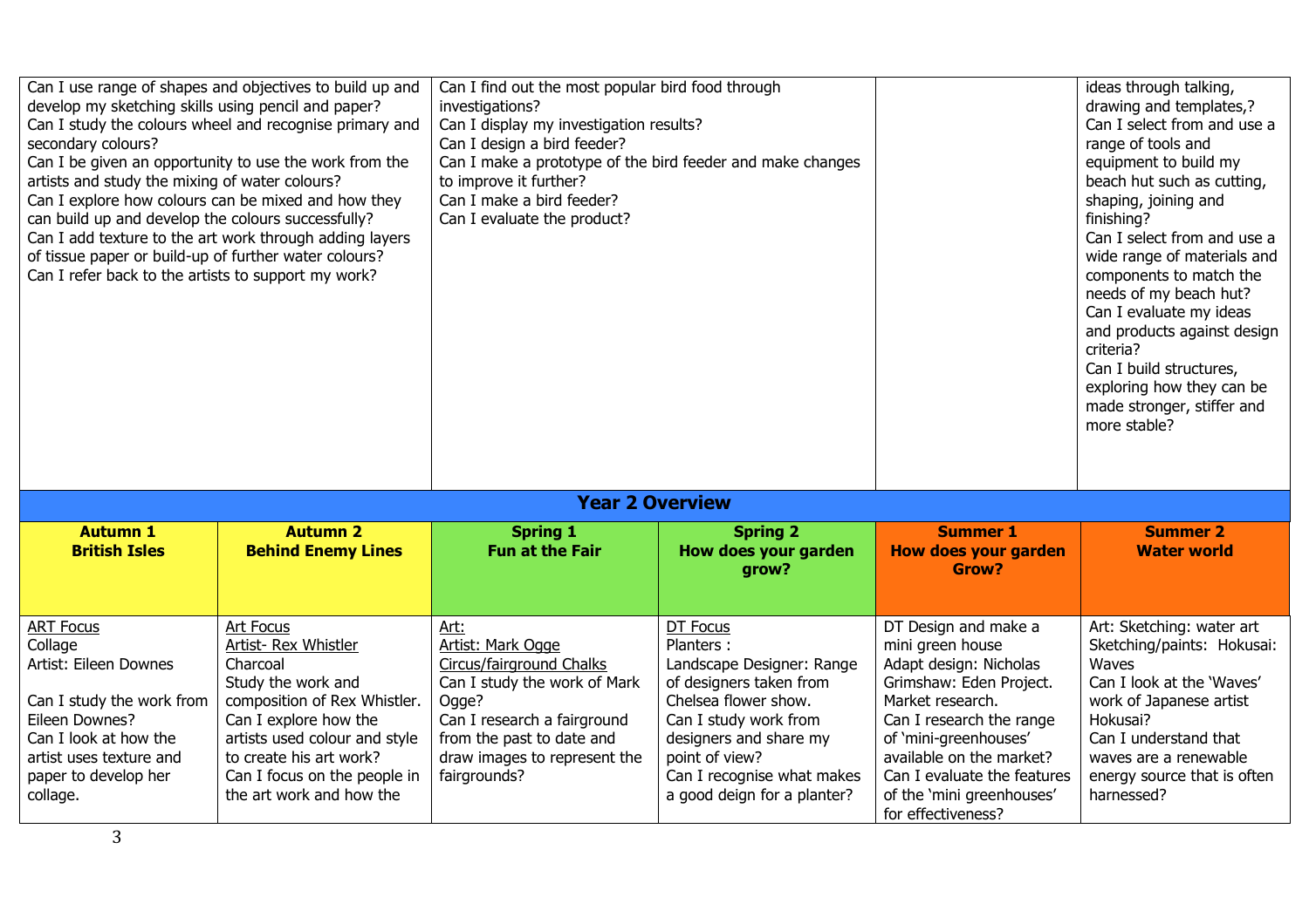| | | | | | |
|---|---|---|---|---|---|
| Can I use range of shapes and objectives to build up and develop my sketching skills using pencil and paper?<br>Can I study the colours wheel and recognise primary and secondary colours?<br>Can I be given an opportunity to use the work from the artists and study the mixing of water colours?<br>Can I explore how colours can be mixed and how they can build up and develop the colours successfully?<br>Can I add texture to the art work through adding layers of tissue paper or build-up of further water colours?<br>Can I refer back to the artists to support my work? | | Can I find out the most popular bird food through investigations?<br>Can I display my investigation results?<br>Can I design a bird feeder?<br>Can I make a prototype of the bird feeder and make changes to improve it further?<br>Can I make a bird feeder?<br>Can I evaluate the product? | | | ideas through talking, drawing and templates,?<br>Can I select from and use a range of tools and equipment to build my beach hut such as cutting, shaping, joining and finishing?<br>Can I select from and use a wide range of materials and components to match the needs of my beach hut?<br>Can I evaluate my ideas and products against design criteria?<br>Can I build structures, exploring how they can be made stronger, stiffer and more stable? |

## Year 2 Overview

| **Autumn 1**<br>**British Isles** | **Autumn 2**<br>**Behind Enemy Lines** | **Spring 1**<br>**Fun at the Fair** | **Spring 2**<br>**How does your garden grow?** | **Summer 1**<br>**How does your garden Grow?** | **Summer 2**<br>**Water world** |
|---|---|---|---|---|---|
| ART Focus<br>Collage<br>Artist: Eileen Downes<br><br>Can I study the work from Eileen Downes?<br>Can I look at how the artist uses texture and paper to develop her collage. | Art Focus<br>Artist- Rex Whistler<br>Charcoal<br>Study the work and composition of Rex Whistler.<br>Can I explore how the artists used colour and style to create his art work?<br>Can I focus on the people in the art work and how the | Art:<br>Artist: Mark Ogge<br>Circus/fairground Chalks<br>Can I study the work of Mark Ogge?<br>Can I research a fairground from the past to date and draw images to represent the fairgrounds? | DT Focus<br>Planters :<br>Landscape Designer: Range of designers taken from Chelsea flower show.<br>Can I study work from designers and share my point of view?<br>Can I recognise what makes a good deign for a planter? | DT Design and make a mini green house<br>Adapt design: Nicholas Grimshaw: Eden Project.<br>Market research.<br>Can I research the range of 'mini-greenhouses' available on the market?<br>Can I evaluate the features of the 'mini greenhouses' for effectiveness? | Art: Sketching: water art<br>Sketching/paints: Hokusai: Waves<br>Can I look at the 'Waves' work of Japanese artist Hokusai?<br>Can I understand that waves are a renewable energy source that is often harnessed? |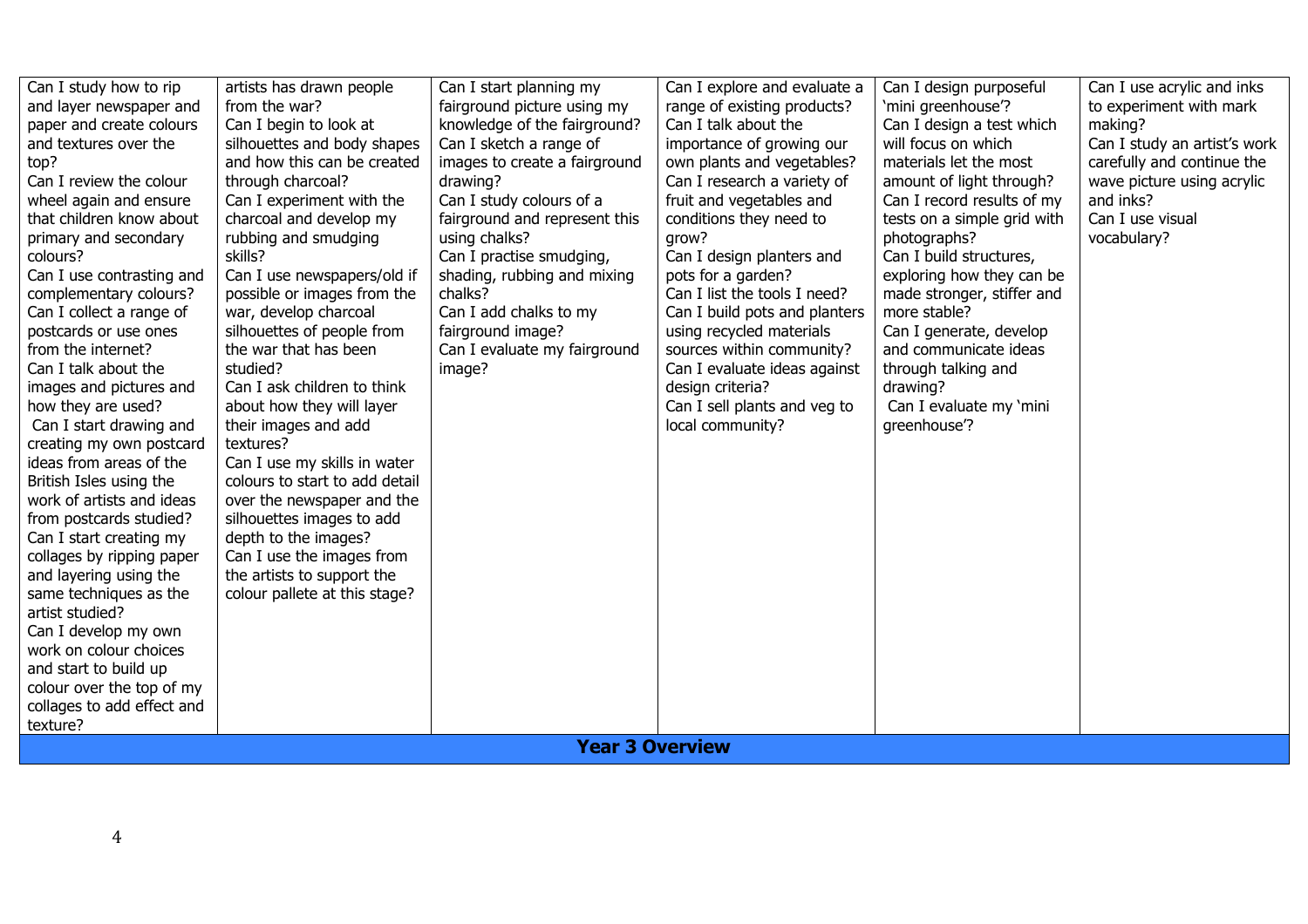| | | | | | |
|---|---|---|---|---|---|
| Can I study how to rip and layer newspaper and paper and create colours and textures over the top?<br>Can I review the colour wheel again and ensure that children know about primary and secondary colours?<br>Can I use contrasting and complementary colours?<br>Can I collect a range of postcards or use ones from the internet?<br>Can I talk about the images and pictures and how they are used?<br>Can I start drawing and creating my own postcard ideas from areas of the British Isles using the work of artists and ideas from postcards studied?<br>Can I start creating my collages by ripping paper and layering using the same techniques as the artist studied?<br>Can I develop my own work on colour choices and start to build up colour over the top of my collages to add effect and texture? | artists has drawn people from the war?<br>Can I begin to look at silhouettes and body shapes and how this can be created through charcoal?<br>Can I experiment with the charcoal and develop my rubbing and smudging skills?<br>Can I use newspapers/old if possible or images from the war, develop charcoal silhouettes of people from the war that has been studied?<br>Can I ask children to think about how they will layer their images and add textures?<br>Can I use my skills in water colours to start to add detail over the newspaper and the silhouettes images to add depth to the images?<br>Can I use the images from the artists to support the colour pallete at this stage? | Can I start planning my fairground picture using my knowledge of the fairground?<br>Can I sketch a range of images to create a fairground drawing?<br>Can I study colours of a fairground and represent this using chalks?<br>Can I practise smudging, shading, rubbing and mixing chalks?<br>Can I add chalks to my fairground image?<br>Can I evaluate my fairground image? | Can I explore and evaluate a range of existing products?<br>Can I talk about the importance of growing our own plants and vegetables?<br>Can I research a variety of fruit and vegetables and conditions they need to grow?<br>Can I design planters and pots for a garden?<br>Can I list the tools I need?<br>Can I build pots and planters using recycled materials sources within community?<br>Can I evaluate ideas against design criteria?<br>Can I sell plants and veg to local community? | Can I design purposeful 'mini greenhouse'?<br>Can I design a test which will focus on which materials let the most amount of light through?<br>Can I record results of my tests on a simple grid with photographs?<br>Can I build structures, exploring how they can be made stronger, stiffer and more stable?<br>Can I generate, develop and communicate ideas through talking and drawing?<br>Can I evaluate my 'mini greenhouse'? | Can I use acrylic and inks to experiment with mark making?<br>Can I study an artist's work carefully and continue the wave picture using acrylic and inks?<br>Can I use visual vocabulary? |
| **Year 3 Overview** | | | | | |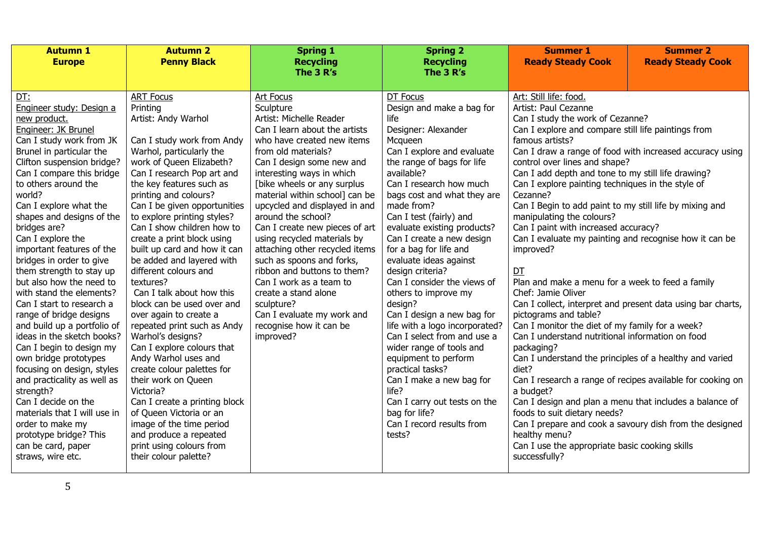| Autumn 1<br>Europe | Autumn 2<br>Penny Black | Spring 1<br>Recycling<br>The 3 R's | Spring 2<br>Recycling<br>The 3 R's | Summer 1<br>Ready Steady Cook | Summer 2<br>Ready Steady Cook |
|---|---|---|---|---|---|
| DT:<br>Engineer study: Design a new product.<br>Engineer: JK Brunel<br>Can I study work from JK Brunel in particular the Clifton suspension bridge?<br>Can I compare this bridge to others around the world?<br>Can I explore what the shapes and designs of the bridges are?<br>Can I explore the important features of the bridges in order to give them strength to stay up but also how the need to with stand the elements?<br>Can I start to research a range of bridge designs and build up a portfolio of ideas in the sketch books?<br>Can I begin to design my own bridge prototypes focusing on design, styles and practicality as well as strength?<br>Can I decide on the materials that I will use in order to make my prototype bridge? This can be card, paper straws, wire etc. | ART Focus<br>Printing<br>Artist: Andy Warhol<br><br>Can I study work from Andy Warhol, particularly the work of Queen Elizabeth?<br>Can I research Pop art and the key features such as printing and colours?<br>Can I be given opportunities to explore printing styles?<br>Can I show children how to create a print block using built up card and how it can be added and layered with different colours and textures?<br>Can I talk about how this block can be used over and over again to create a repeated print such as Andy Warhol's designs?<br>Can I explore colours that Andy Warhol uses and create colour palettes for their work on Queen Victoria?<br>Can I create a printing block of Queen Victoria or an image of the time period and produce a repeated print using colours from their colour palette? | Art Focus<br>Sculpture<br>Artist: Michelle Reader<br>Can I learn about the artists who have created new items from old materials?<br>Can I design some new and interesting ways in which [bike wheels or any surplus material within school] can be upcycled and displayed in and around the school?<br>Can I create new pieces of art using recycled materials by attaching other recycled items such as spoons and forks, ribbon and buttons to them?<br>Can I work as a team to create a stand alone sculpture?<br>Can I evaluate my work and recognise how it can be improved? | DT Focus<br>Design and make a bag for life<br>Designer: Alexander Mcqueen<br>Can I explore and evaluate the range of bags for life available?<br>Can I research how much bags cost and what they are made from?<br>Can I test (fairly) and evaluate existing products?<br>Can I create a new design for a bag for life and evaluate ideas against design criteria?<br>Can I consider the views of others to improve my design?<br>Can I design a new bag for life with a logo incorporated?<br>Can I select from and use a wider range of tools and equipment to perform practical tasks?<br>Can I make a new bag for life?<br>Can I carry out tests on the bag for life?<br>Can I record results from tests? | Art: Still life: food.<br>Artist: Paul Cezanne<br>Can I study the work of Cezanne?<br>Can I explore and compare still life paintings from famous artists?<br>Can I draw a range of food with increased accuracy using control over lines and shape?<br>Can I add depth and tone to my still life drawing?<br>Can I explore painting techniques in the style of Cezanne?<br>Can I Begin to add paint to my still life by mixing and manipulating the colours?<br>Can I paint with increased accuracy?<br>Can I evaluate my painting and recognise how it can be improved?<br><br>DT<br>Plan and make a menu for a week to feed a family<br>Chef: Jamie Oliver<br>Can I collect, interpret and present data using bar charts, pictograms and table?<br>Can I monitor the diet of my family for a week?<br>Can I understand nutritional information on food packaging?<br>Can I understand the principles of a healthy and varied diet?<br>Can I research a range of recipes available for cooking on a budget?<br>Can I design and plan a menu that includes a balance of foods to suit dietary needs?<br>Can I prepare and cook a savoury dish from the designed healthy menu?<br>Can I use the appropriate basic cooking skills successfully? | |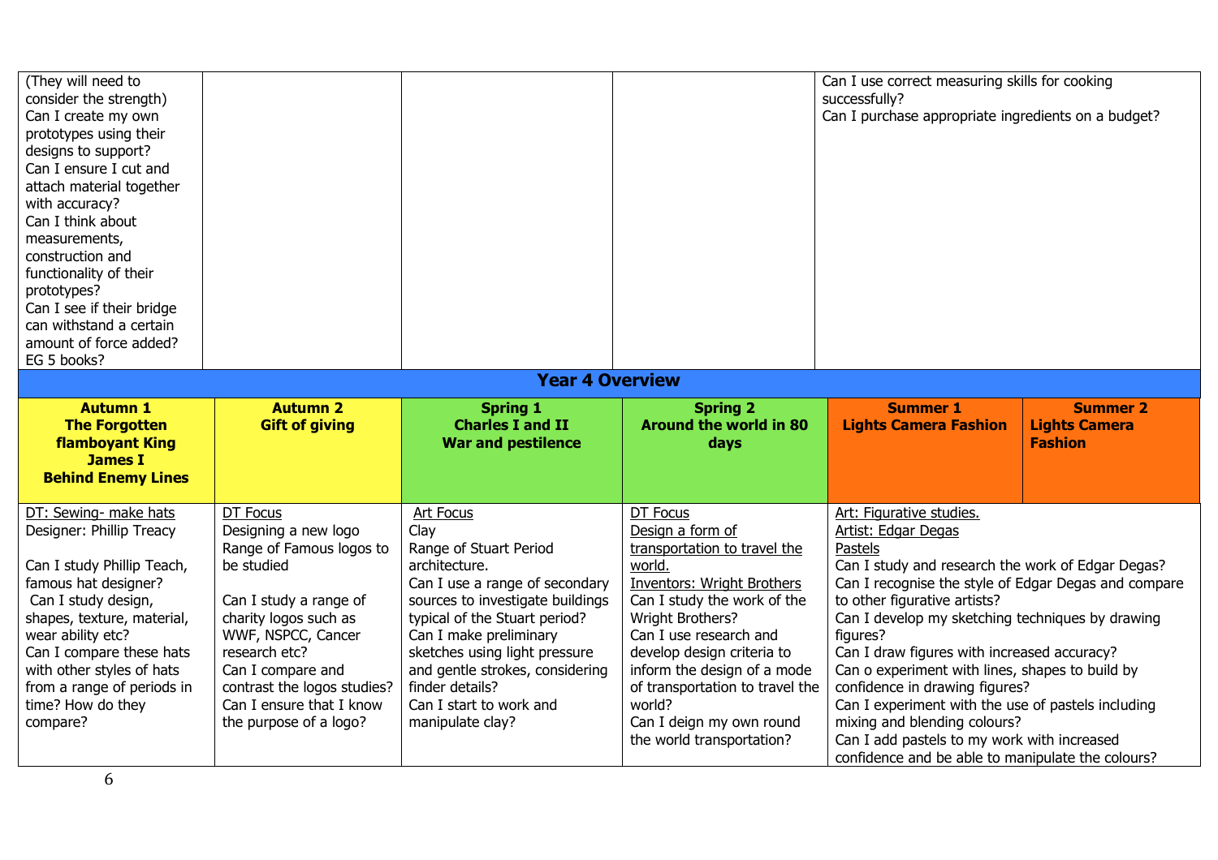| | | | | |
|---|---|---|---|---|
| (They will need to consider the strength)<br>Can I create my own prototypes using their designs to support?<br>Can I ensure I cut and attach material together with accuracy?<br>Can I think about measurements, construction and functionality of their prototypes?<br>Can I see if their bridge can withstand a certain amount of force added? EG 5 books? | | | | Can I use correct measuring skills for cooking successfully?<br>Can I purchase appropriate ingredients on a budget? |

## Year 4 Overview

| **Autumn 1**<br>**The Forgotten flamboyant King James I**<br>**Behind Enemy Lines** | **Autumn 2**<br>**Gift of giving** | **Spring 1**<br>**Charles I and II**<br>**War and pestilence** | **Spring 2**<br>**Around the world in 80 days** | **Summer 1**<br>**Lights Camera Fashion** | **Summer 2**<br>**Lights Camera Fashion** |
|---|---|---|---|---|---|
| DT: Sewing- make hats<br>Designer: Phillip Treacy<br><br>Can I study Phillip Teach, famous hat designer?<br>Can I study design, shapes, texture, material, wear ability etc?<br>Can I compare these hats with other styles of hats from a range of periods in time? How do they compare? | DT Focus<br>Designing a new logo<br>Range of Famous logos to be studied<br><br>Can I study a range of charity logos such as WWF, NSPCC, Cancer research etc?<br>Can I compare and contrast the logos studies?<br>Can I ensure that I know the purpose of a logo? | Art Focus<br>Clay<br>Range of Stuart Period architecture.<br>Can I use a range of secondary sources to investigate buildings typical of the Stuart period?<br>Can I make preliminary sketches using light pressure and gentle strokes, considering finder details?<br>Can I start to work and manipulate clay? | DT Focus<br>Design a form of transportation to travel the world.<br>Inventors: Wright Brothers<br>Can I study the work of the Wright Brothers?<br>Can I use research and develop design criteria to inform the design of a mode of transportation to travel the world?<br>Can I deign my own round the world transportation? | Art: Figurative studies.<br>Artist: Edgar Degas<br>Pastels<br>Can I study and research the work of Edgar Degas?<br>Can I recognise the style of Edgar Degas and compare to other figurative artists?<br>Can I develop my sketching techniques by drawing figures?<br>Can I draw figures with increased accuracy?<br>Can o experiment with lines, shapes to build by confidence in drawing figures?<br>Can I experiment with the use of pastels including mixing and blending colours?<br>Can I add pastels to my work with increased confidence and be able to manipulate the colours? | |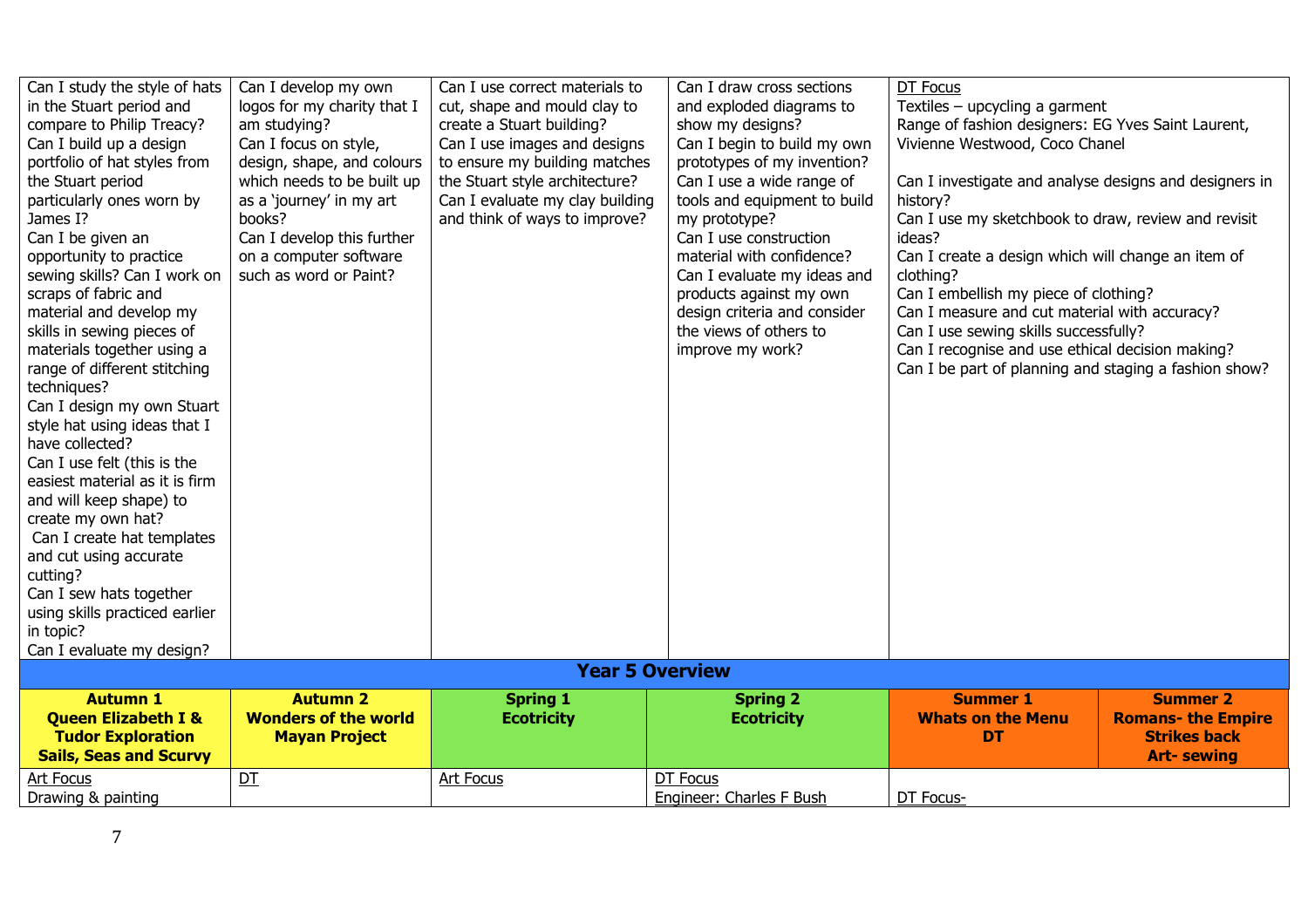| | | | | |
|---|---|---|---|---|
| Can I study the style of hats in the Stuart period and compare to Philip Treacy?<br>Can I build up a design portfolio of hat styles from the Stuart period particularly ones worn by James I?<br>Can I be given an opportunity to practice sewing skills? Can I work on scraps of fabric and material and develop my skills in sewing pieces of materials together using a range of different stitching techniques?<br>Can I design my own Stuart style hat using ideas that I have collected?<br>Can I use felt (this is the easiest material as it is firm and will keep shape) to create my own hat?<br>Can I create hat templates and cut using accurate cutting?<br>Can I sew hats together using skills practiced earlier in topic?<br>Can I evaluate my design? | Can I develop my own logos for my charity that I am studying?<br>Can I focus on style, design, shape, and colours which needs to be built up as a 'journey' in my art books?<br>Can I develop this further on a computer software such as word or Paint? | Can I use correct materials to cut, shape and mould clay to create a Stuart building?<br>Can I use images and designs to ensure my building matches the Stuart style architecture?<br>Can I evaluate my clay building and think of ways to improve? | Can I draw cross sections and exploded diagrams to show my designs?<br>Can I begin to build my own prototypes of my invention?<br>Can I use a wide range of tools and equipment to build my prototype?<br>Can I use construction material with confidence?<br>Can I evaluate my ideas and products against my own design criteria and consider the views of others to improve my work? | DT Focus<br>Textiles – upcycling a garment<br>Range of fashion designers: EG Yves Saint Laurent, Vivienne Westwood, Coco Chanel<br><br>Can I investigate and analyse designs and designers in history?<br>Can I use my sketchbook to draw, review and revisit ideas?<br>Can I create a design which will change an item of clothing?<br>Can I embellish my piece of clothing?<br>Can I measure and cut material with accuracy?<br>Can I use sewing skills successfully?<br>Can I recognise and use ethical decision making?<br>Can I be part of planning and staging a fashion show? |

## Year 5 Overview

| Autumn 1<br>Queen Elizabeth I & Tudor Exploration<br>Sails, Seas and Scurvy | Autumn 2<br>Wonders of the world<br>Mayan Project | Spring 1<br>Ecotricity | Spring 2<br>Ecotricity | Summer 1<br>Whats on the Menu<br>DT | Summer 2<br>Romans- the Empire Strikes back<br>Art- sewing |
|---|---|---|---|---|---|
| Art Focus<br>Drawing & painting | DT | Art Focus | DT Focus<br>Engineer: Charles F Bush | DT Focus- | |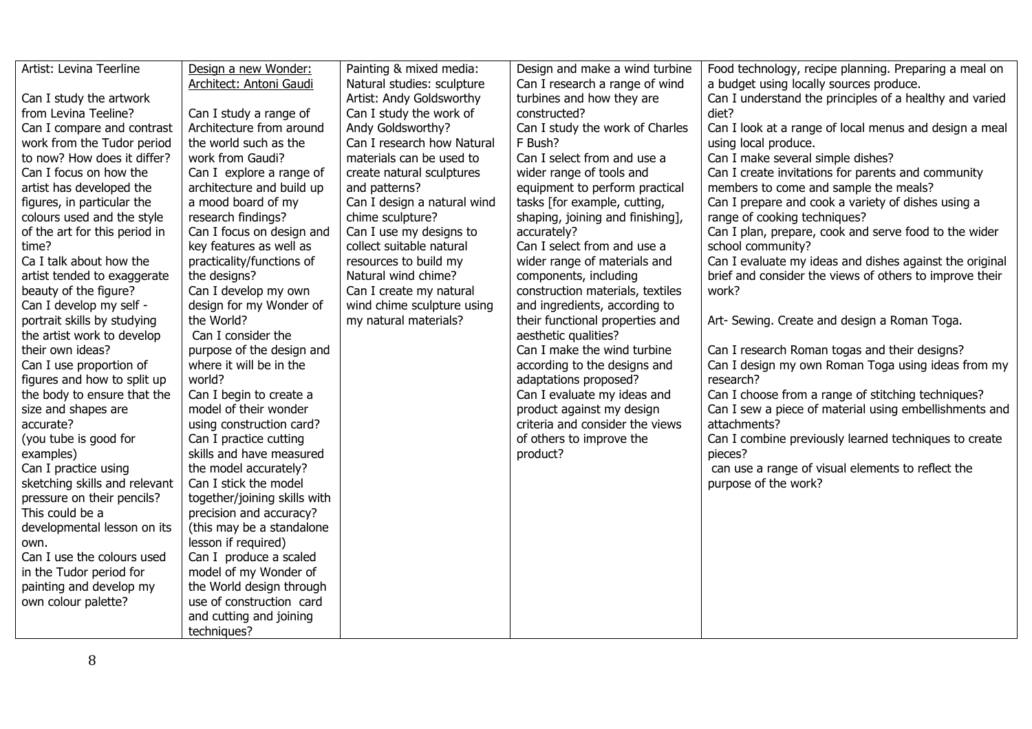| Artist: Levina Teerline<br><br>Can I study the artwork from Levina Teeline?<br>Can I compare and contrast work from the Tudor period to now? How does it differ?<br>Can I focus on how the artist has developed the figures, in particular the colours used and the style of the art for this period in time?<br>Ca I talk about how the artist tended to exaggerate beauty of the figure?<br>Can I develop my self - portrait skills by studying the artist work to develop their own ideas?<br>Can I use proportion of figures and how to split up the body to ensure that the size and shapes are accurate?<br>(you tube is good for examples)<br>Can I practice using sketching skills and relevant pressure on their pencils? This could be a developmental lesson on its own.<br>Can I use the colours used in the Tudor period for painting and develop my own colour palette? | Design a new Wonder: Architect: Antoni Gaudi<br><br>Can I study a range of Architecture from around the world such as the work from Gaudi?<br>Can I explore a range of architecture and build up a mood board of my research findings?<br>Can I focus on design and key features as well as practicality/functions of the designs?<br>Can I develop my own design for my Wonder of the World?<br>Can I consider the purpose of the design and where it will be in the world?<br>Can I begin to create a model of their wonder using construction card?<br>Can I practice cutting skills and have measured the model accurately?<br>Can I stick the model together/joining skills with precision and accuracy? (this may be a standalone lesson if required)<br>Can I produce a scaled model of my Wonder of the World design through use of construction card and cutting and joining techniques? | Painting & mixed media: Natural studies: sculpture<br>Artist: Andy Goldsworthy<br>Can I study the work of Andy Goldsworthy?<br>Can I research how Natural materials can be used to create natural sculptures and patterns?<br>Can I design a natural wind chime sculpture?<br>Can I use my designs to collect suitable natural resources to build my Natural wind chime?<br>Can I create my natural wind chime sculpture using my natural materials? | Design and make a wind turbine<br>Can I research a range of wind turbines and how they are constructed?<br>Can I study the work of Charles F Bush?<br>Can I select from and use a wider range of tools and equipment to perform practical tasks [for example, cutting, shaping, joining and finishing], accurately?<br>Can I select from and use a wider range of materials and components, including construction materials, textiles and ingredients, according to their functional properties and aesthetic qualities?<br>Can I make the wind turbine according to the designs and adaptations proposed?<br>Can I evaluate my ideas and product against my design criteria and consider the views of others to improve the product? | Food technology, recipe planning. Preparing a meal on a budget using locally sources produce.<br>Can I understand the principles of a healthy and varied diet?<br>Can I look at a range of local menus and design a meal using local produce.<br>Can I make several simple dishes?<br>Can I create invitations for parents and community members to come and sample the meals?<br>Can I prepare and cook a variety of dishes using a range of cooking techniques?<br>Can I plan, prepare, cook and serve food to the wider school community?<br>Can I evaluate my ideas and dishes against the original brief and consider the views of others to improve their work?<br><br>Art- Sewing. Create and design a Roman Toga.<br><br>Can I research Roman togas and their designs?<br>Can I design my own Roman Toga using ideas from my research?<br>Can I choose from a range of stitching techniques?<br>Can I sew a piece of material using embellishments and attachments?<br>Can I combine previously learned techniques to create pieces?<br>can use a range of visual elements to reflect the purpose of the work? |
|---|---|---|---|---|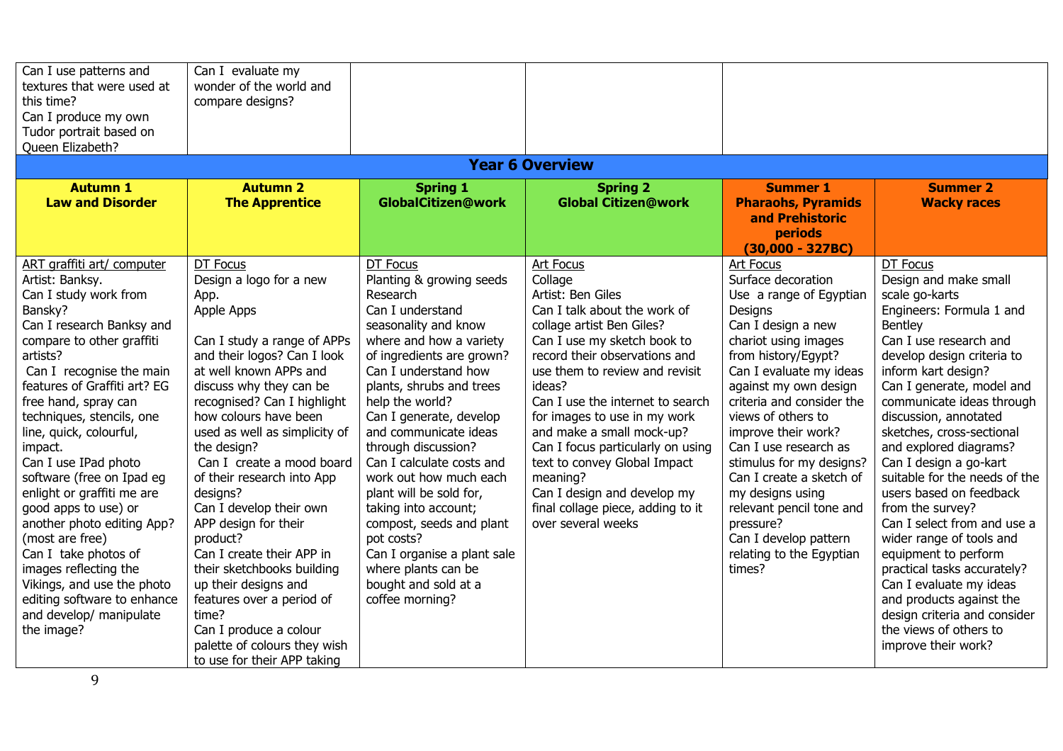| | | | | |
|---|---|---|---|---|
| Can I use patterns and textures that were used at this time?<br>Can I produce my own Tudor portrait based on Queen Elizabeth? | Can I evaluate my wonder of the world and compare designs? | | | |

## Year 6 Overview

| **Autumn 1**<br>**Law and Disorder** | **Autumn 2**<br>**The Apprentice** | **Spring 1**<br>**GlobalCitizen@work** | **Spring 2**<br>**Global Citizen@work** | **Summer 1**<br>**Pharaohs, Pyramids and Prehistoric periods**<br>**(30,000 - 327BC)** | **Summer 2**<br>**Wacky races** |
|---|---|---|---|---|---|
| ART graffiti art/ computer<br>Artist: Banksy.<br>Can I study work from Bansky?<br>Can I research Banksy and compare to other graffiti artists?<br>Can I recognise the main features of Graffiti art? EG free hand, spray can techniques, stencils, one line, quick, colourful, impact.<br>Can I use IPad photo software (free on Ipad eg enlight or graffiti me are good apps to use) or another photo editing App? (most are free)<br>Can I take photos of images reflecting the Vikings, and use the photo editing software to enhance and develop/ manipulate the image? | DT Focus<br>Design a logo for a new App.<br>Apple Apps<br><br>Can I study a range of APPs and their logos? Can I look at well known APPs and discuss why they can be recognised? Can I highlight how colours have been used as well as simplicity of the design?<br>Can I create a mood board of their research into App designs?<br>Can I develop their own APP design for their product?<br>Can I create their APP in their sketchbooks building up their designs and features over a period of time?<br>Can I produce a colour palette of colours they wish to use for their APP taking | DT Focus<br>Planting & growing seeds<br>Research<br>Can I understand seasonality and know where and how a variety of ingredients are grown?<br>Can I understand how plants, shrubs and trees help the world?<br>Can I generate, develop and communicate ideas through discussion?<br>Can I calculate costs and work out how much each plant will be sold for, taking into account; compost, seeds and plant pot costs?<br>Can I organise a plant sale where plants can be bought and sold at a coffee morning? | Art Focus<br>Collage<br>Artist: Ben Giles<br>Can I talk about the work of collage artist Ben Giles?<br>Can I use my sketch book to record their observations and use them to review and revisit ideas?<br>Can I use the internet to search for images to use in my work and make a small mock-up?<br>Can I focus particularly on using text to convey Global Impact meaning?<br>Can I design and develop my final collage piece, adding to it over several weeks | Art Focus<br>Surface decoration<br>Use a range of Egyptian Designs<br>Can I design a new chariot using images from history/Egypt?<br>Can I evaluate my ideas against my own design criteria and consider the views of others to improve their work?<br>Can I use research as stimulus for my designs?<br>Can I create a sketch of my designs using relevant pencil tone and pressure?<br>Can I develop pattern relating to the Egyptian times? | DT Focus<br>Design and make small scale go-karts<br>Engineers: Formula 1 and Bentley<br>Can I use research and develop design criteria to inform kart design?<br>Can I generate, model and communicate ideas through discussion, annotated sketches, cross-sectional and explored diagrams?<br>Can I design a go-kart suitable for the needs of the users based on feedback from the survey?<br>Can I select from and use a wider range of tools and equipment to perform practical tasks accurately?<br>Can I evaluate my ideas and products against the design criteria and consider the views of others to improve their work? |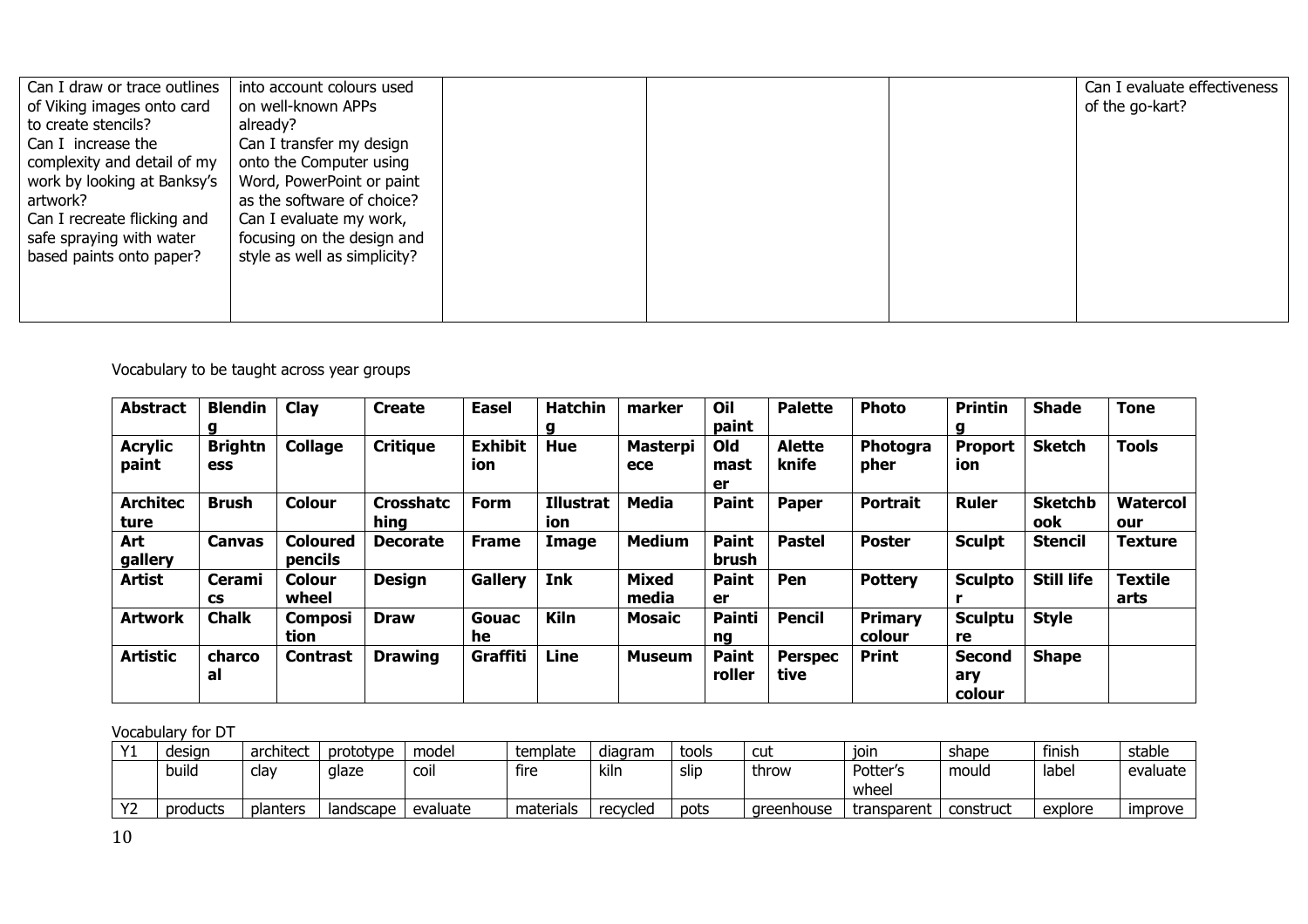| | | | | | |
|---|---|---|---|---|---|
| Can I draw or trace outlines of Viking images onto card to create stencils?<br>Can I increase the complexity and detail of my work by looking at Banksy's artwork?<br>Can I recreate flicking and safe spraying with water based paints onto paper? | into account colours used on well-known APPs already?<br>Can I transfer my design onto the Computer using Word, PowerPoint or paint as the software of choice?<br>Can I evaluate my work, focusing on the design and style as well as simplicity? | | | | Can I evaluate effectiveness of the go-kart? |

Vocabulary to be taught across year groups

| | | | | | | | | | | | | |
|---|---|---|---|---|---|---|---|---|---|---|---|---|
| **Abstract** | **Blending** | **Clay** | **Create** | **Easel** | **Hatching** | **marker** | **Oil paint** | **Palette** | **Photo** | **Printing** | **Shade** | **Tone** |
| **Acrylic paint** | **Brightness** | **Collage** | **Critique** | **Exhibition** | **Hue** | **Masterpiece** | **Old master** | **Alette knife** | **Photographer** | **Proportion** | **Sketch** | **Tools** |
| **Architecture** | **Brush** | **Colour** | **Crosshatching** | **Form** | **Illustration** | **Media** | **Paint** | **Paper** | **Portrait** | **Ruler** | **Sketchbook** | **Watercolour** |
| **Art gallery** | **Canvas** | **Coloured pencils** | **Decorate** | **Frame** | **Image** | **Medium** | **Paint brush** | **Pastel** | **Poster** | **Sculpt** | **Stencil** | **Texture** |
| **Artist** | **Ceramics** | **Colour wheel** | **Design** | **Gallery** | **Ink** | **Mixed media** | **Painter** | **Pen** | **Pottery** | **Sculptor** | **Still life** | **Textile arts** |
| **Artwork** | **Chalk** | **Composition** | **Draw** | **Gouache** | **Kiln** | **Mosaic** | **Painting** | **Pencil** | **Primary colour** | **Sculpture** | **Style** | |
| **Artistic** | **charcoal** | **Contrast** | **Drawing** | **Graffiti** | **Line** | **Museum** | **Paint roller** | **Perspective** | **Print** | **Secondary colour** | **Shape** | |

Vocabulary for DT

| | | | | | | | | | | | | |
|---|---|---|---|---|---|---|---|---|---|---|---|---|
| Y1 | design | architect | prototype | model | template | diagram | tools | cut | join | shape | finish | stable |
| | build | clay | glaze | coil | fire | kiln | slip | throw | Potter's wheel | mould | label | evaluate |
| Y2 | products | planters | landscape | evaluate | materials | recycled | pots | greenhouse | transparent | construct | explore | improve |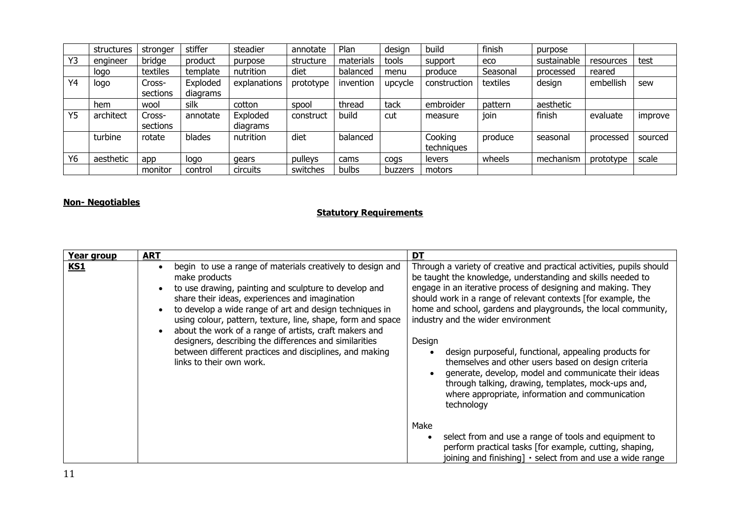|  | structures | stronger | stiffer | steadier | annotate | Plan | design | build | finish | purpose |  |  |
|---|---|---|---|---|---|---|---|---|---|---|---|---|
| Y3 | engineer | bridge | product | purpose | structure | materials | tools | support | eco | sustainable | resources | test |
|  | logo | textiles | template | nutrition | diet | balanced | menu | produce | Seasonal | processed | reared |  |
| Y4 | logo | Cross-sections | Exploded diagrams | explanations | prototype | invention | upcycle | construction | textiles | design | embellish | sew |
|  | hem | wool | silk | cotton | spool | thread | tack | embroider | pattern | aesthetic |  |  |
| Y5 | architect | Cross-sections | annotate | Exploded diagrams | construct | build | cut | measure | join | finish | evaluate | improve |
|  | turbine | rotate | blades | nutrition | diet | balanced |  | Cooking techniques | produce | seasonal | processed | sourced |
| Y6 | aesthetic | app | logo | gears | pulleys | cams | cogs | levers | wheels | mechanism | prototype | scale |
|  |  | monitor | control | circuits | switches | bulbs | buzzers | motors |  |  |  |  |

**Non- Negotiables**

## Statutory Requirements

| Year group | ART | DT |
|---|---|---|
| **KS1** | • begin to use a range of materials creatively to design and make products<br>• to use drawing, painting and sculpture to develop and share their ideas, experiences and imagination<br>• to develop a wide range of art and design techniques in using colour, pattern, texture, line, shape, form and space<br>• about the work of a range of artists, craft makers and designers, describing the differences and similarities between different practices and disciplines, and making links to their own work. | Through a variety of creative and practical activities, pupils should be taught the knowledge, understanding and skills needed to engage in an iterative process of designing and making. They should work in a range of relevant contexts [for example, the home and school, gardens and playgrounds, the local community, industry and the wider environment<br><br>Design<br>• design purposeful, functional, appealing products for themselves and other users based on design criteria<br>• generate, develop, model and communicate their ideas through talking, drawing, templates, mock-ups and, where appropriate, information and communication technology<br><br>Make<br>• select from and use a range of tools and equipment to perform practical tasks [for example, cutting, shaping, joining and finishing] • select from and use a wide range |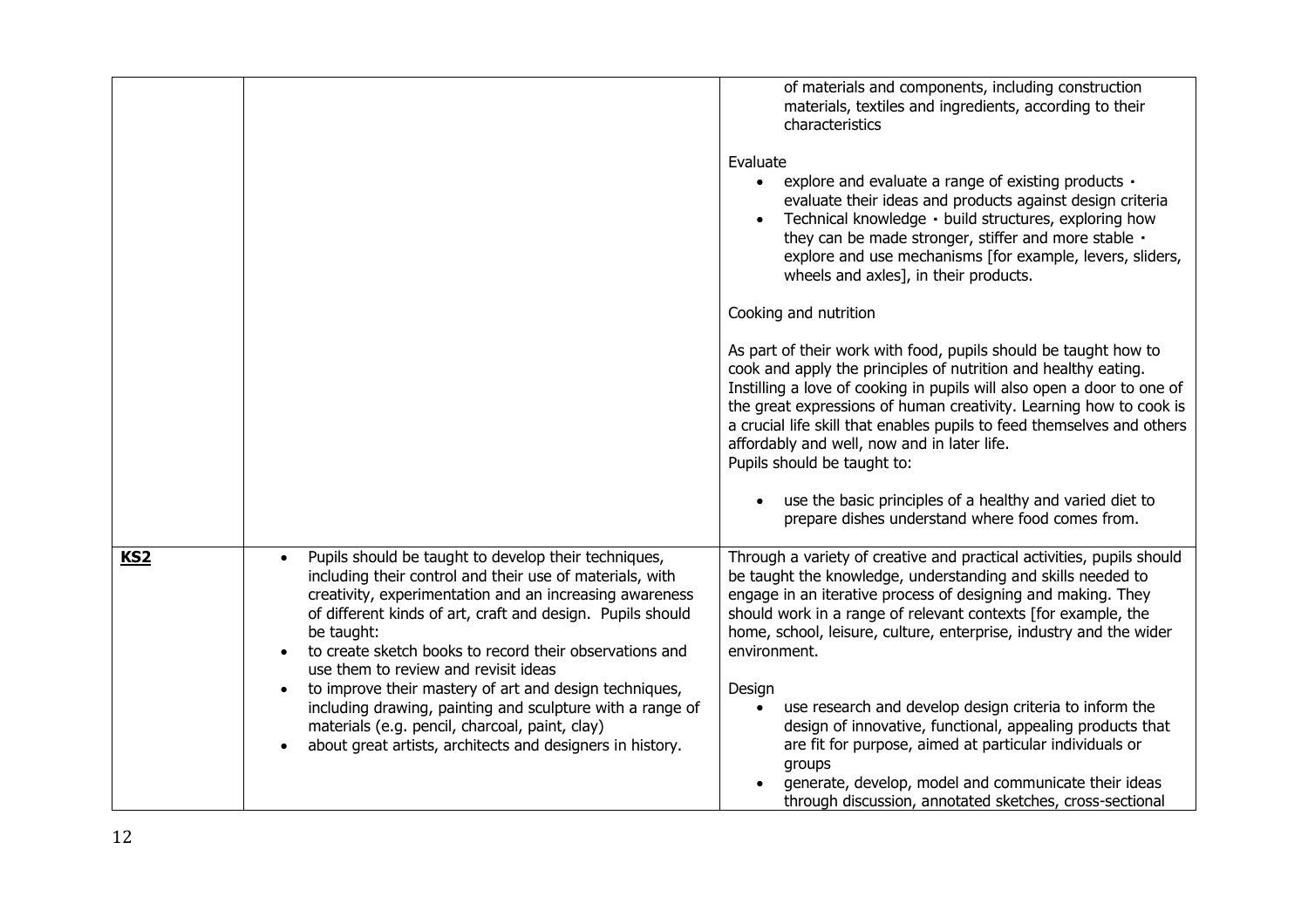| | | |
|---|---|---|
| | | of materials and components, including construction materials, textiles and ingredients, according to their characteristics<br><br>Evaluate<br>• explore and evaluate a range of existing products · evaluate their ideas and products against design criteria<br>• Technical knowledge · build structures, exploring how they can be made stronger, stiffer and more stable · explore and use mechanisms [for example, levers, sliders, wheels and axles], in their products.<br><br>Cooking and nutrition<br><br>As part of their work with food, pupils should be taught how to cook and apply the principles of nutrition and healthy eating. Instilling a love of cooking in pupils will also open a door to one of the great expressions of human creativity. Learning how to cook is a crucial life skill that enables pupils to feed themselves and others affordably and well, now and in later life.<br>Pupils should be taught to:<br><br>• use the basic principles of a healthy and varied diet to prepare dishes understand where food comes from. |
| **KS2** | • Pupils should be taught to develop their techniques, including their control and their use of materials, with creativity, experimentation and an increasing awareness of different kinds of art, craft and design. Pupils should be taught:<br>• to create sketch books to record their observations and use them to review and revisit ideas<br>• to improve their mastery of art and design techniques, including drawing, painting and sculpture with a range of materials (e.g. pencil, charcoal, paint, clay)<br>• about great artists, architects and designers in history. | Through a variety of creative and practical activities, pupils should be taught the knowledge, understanding and skills needed to engage in an iterative process of designing and making. They should work in a range of relevant contexts [for example, the home, school, leisure, culture, enterprise, industry and the wider environment.<br><br>Design<br>• use research and develop design criteria to inform the design of innovative, functional, appealing products that are fit for purpose, aimed at particular individuals or groups<br>• generate, develop, model and communicate their ideas through discussion, annotated sketches, cross-sectional |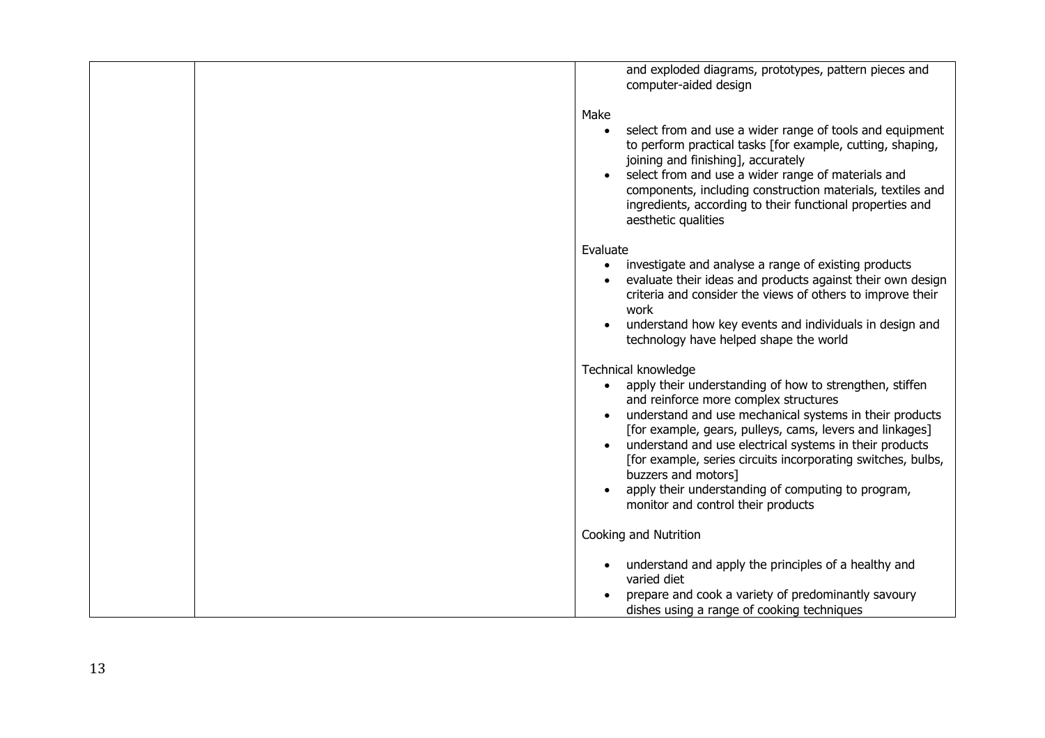| | | and exploded diagrams, prototypes, pattern pieces and computer-aided design<br><br>Make<br>• select from and use a wider range of tools and equipment to perform practical tasks [for example, cutting, shaping, joining and finishing], accurately<br>• select from and use a wider range of materials and components, including construction materials, textiles and ingredients, according to their functional properties and aesthetic qualities<br><br>Evaluate<br>• investigate and analyse a range of existing products<br>• evaluate their ideas and products against their own design criteria and consider the views of others to improve their work<br>• understand how key events and individuals in design and technology have helped shape the world<br><br>Technical knowledge<br>• apply their understanding of how to strengthen, stiffen and reinforce more complex structures<br>• understand and use mechanical systems in their products [for example, gears, pulleys, cams, levers and linkages]<br>• understand and use electrical systems in their products [for example, series circuits incorporating switches, bulbs, buzzers and motors]<br>• apply their understanding of computing to program, monitor and control their products<br><br>Cooking and Nutrition<br><br>• understand and apply the principles of a healthy and varied diet<br>• prepare and cook a variety of predominantly savoury dishes using a range of cooking techniques |
|---|---|---|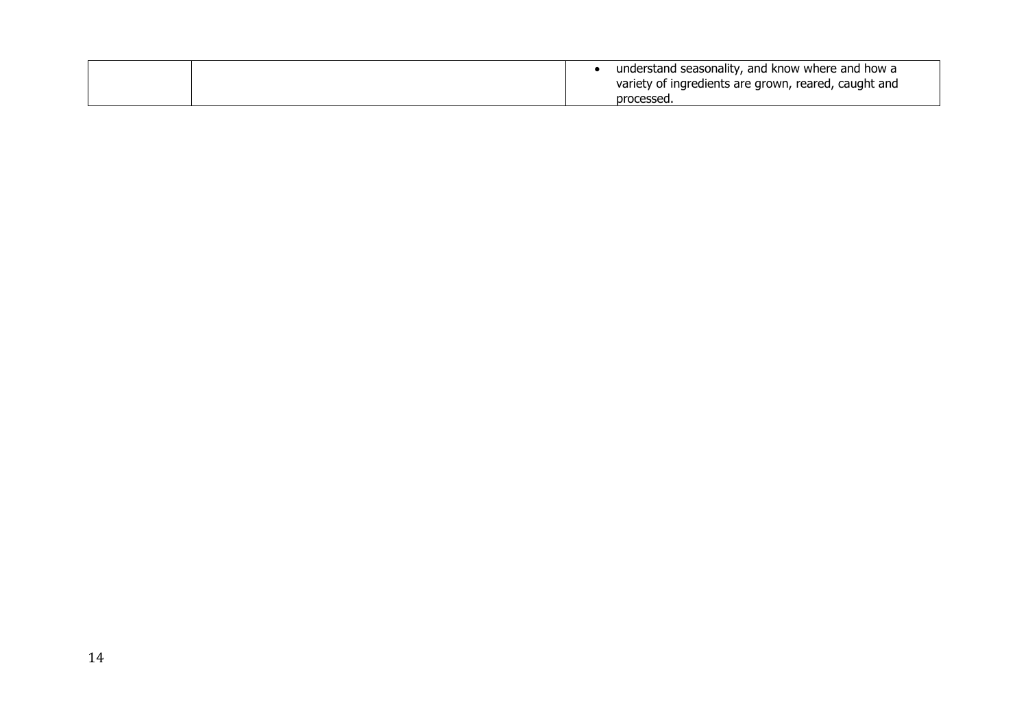| | | |
|---|---|---|
| | | • understand seasonality, and know where and how a variety of ingredients are grown, reared, caught and processed. |